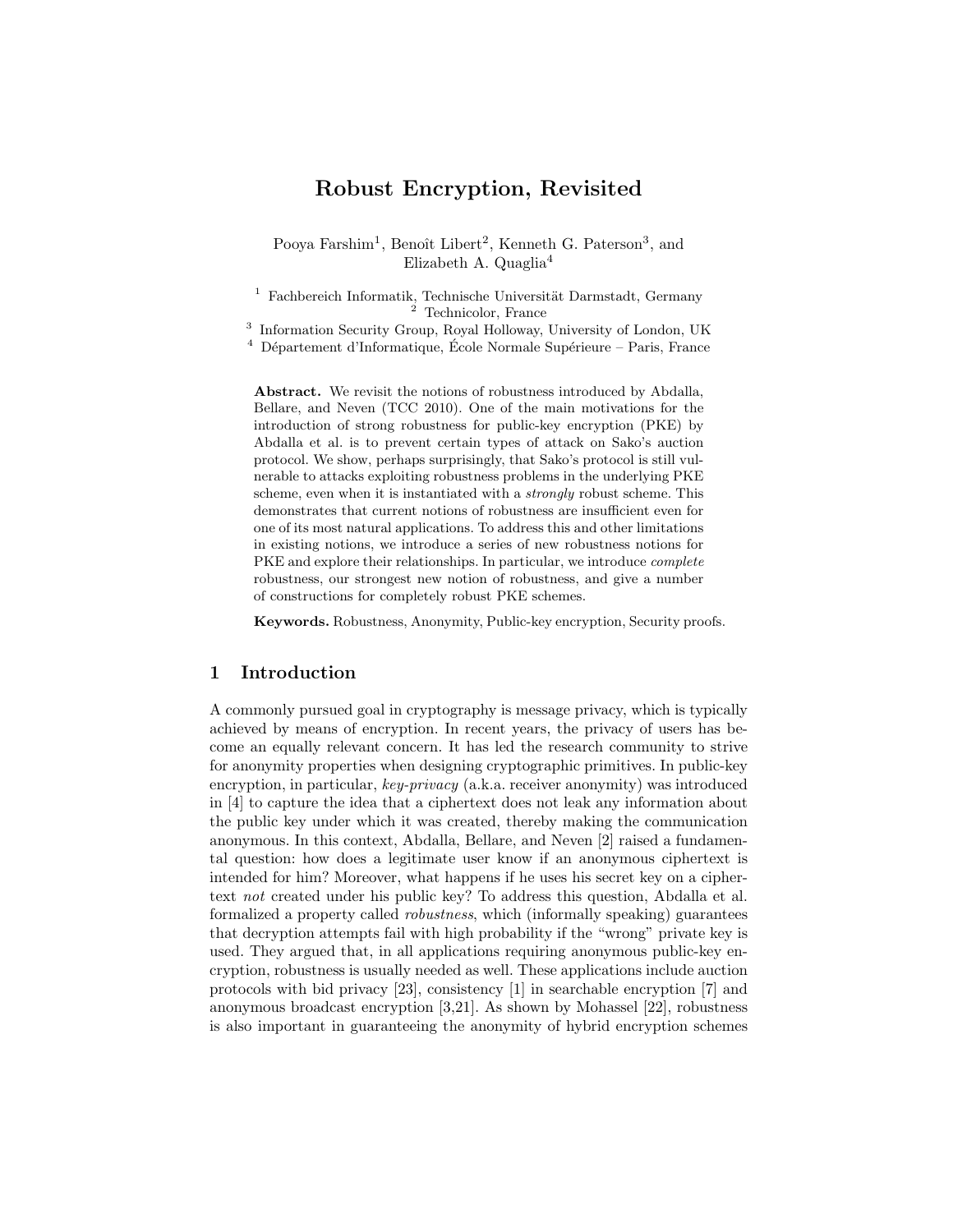# Robust Encryption, Revisited

Pooya Farshim[1], Benoît Libert[2], Kenneth G. Paterson[3], and Elizabeth A. Quaglia[4]

[1] Fachbereich Informatik, Technische Universität Darmstadt, Germany
[2] Technicolor, France
[3] Information Security Group, Royal Holloway, University of London, UK
[4] Département d'Informatique, École Normale Supérieure – Paris, France

**Abstract.** We revisit the notions of robustness introduced by Abdalla, Bellare, and Neven (TCC 2010). One of the main motivations for the introduction of strong robustness for public-key encryption (PKE) by Abdalla et al. is to prevent certain types of attack on Sako's auction protocol. We show, perhaps surprisingly, that Sako's protocol is still vulnerable to attacks exploiting robustness problems in the underlying PKE scheme, even when it is instantiated with a *strongly* robust scheme. This demonstrates that current notions of robustness are insufficient even for one of its most natural applications. To address this and other limitations in existing notions, we introduce a series of new robustness notions for PKE and explore their relationships. In particular, we introduce *complete* robustness, our strongest new notion of robustness, and give a number of constructions for completely robust PKE schemes.

**Keywords.** Robustness, Anonymity, Public-key encryption, Security proofs.

## 1 Introduction

A commonly pursued goal in cryptography is message privacy, which is typically achieved by means of encryption. In recent years, the privacy of users has become an equally relevant concern. It has led the research community to strive for anonymity properties when designing cryptographic primitives. In public-key encryption, in particular, *key-privacy* (a.k.a. receiver anonymity) was introduced in [4] to capture the idea that a ciphertext does not leak any information about the public key under which it was created, thereby making the communication anonymous. In this context, Abdalla, Bellare, and Neven [2] raised a fundamental question: how does a legitimate user know if an anonymous ciphertext is intended for him? Moreover, what happens if he uses his secret key on a ciphertext *not* created under his public key? To address this question, Abdalla et al. formalized a property called *robustness*, which (informally speaking) guarantees that decryption attempts fail with high probability if the "wrong" private key is used. They argued that, in all applications requiring anonymous public-key encryption, robustness is usually needed as well. These applications include auction protocols with bid privacy [23], consistency [1] in searchable encryption [7] and anonymous broadcast encryption [3,21]. As shown by Mohassel [22], robustness is also important in guaranteeing the anonymity of hybrid encryption schemes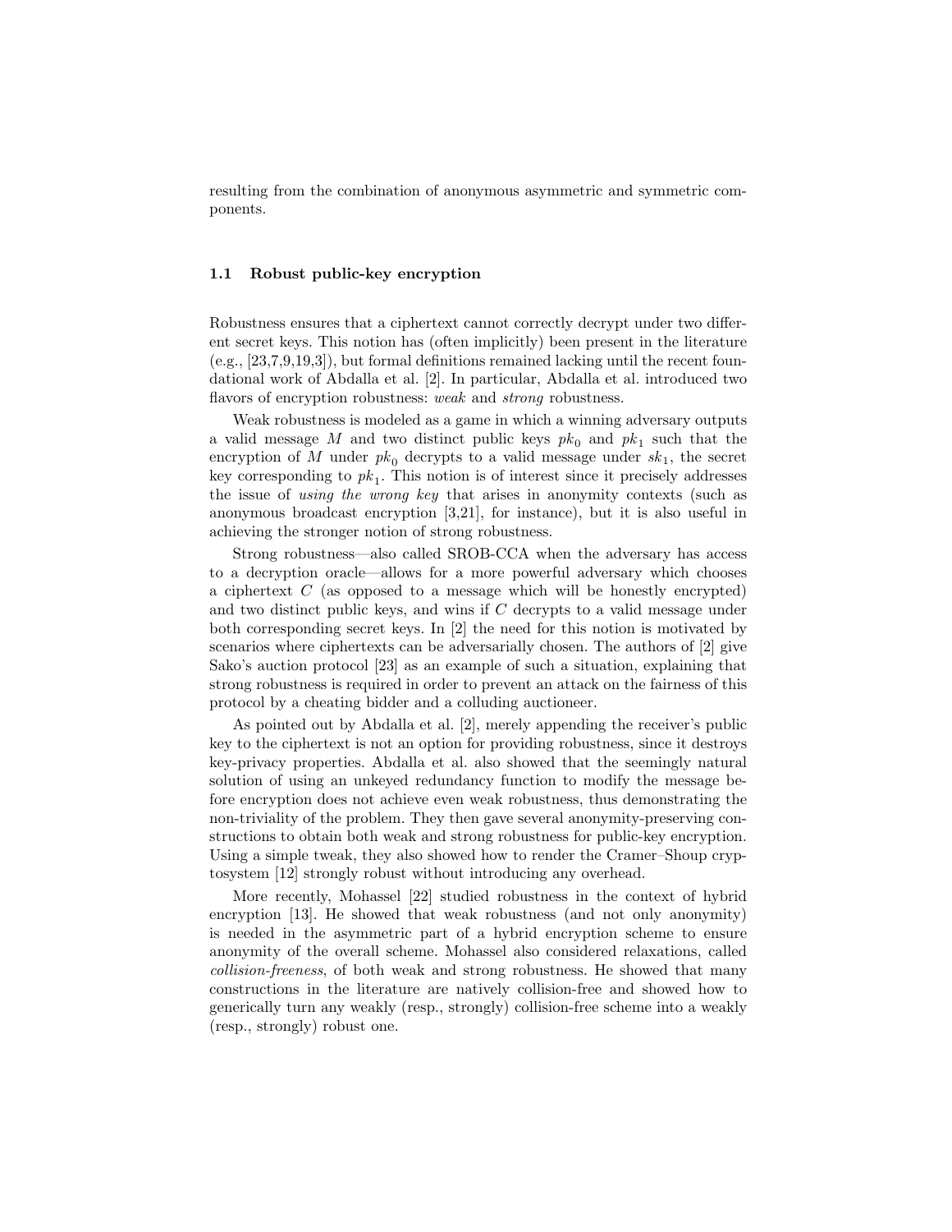resulting from the combination of anonymous asymmetric and symmetric components.

### 1.1 Robust public-key encryption

Robustness ensures that a ciphertext cannot correctly decrypt under two different secret keys. This notion has (often implicitly) been present in the literature (e.g., [23,7,9,19,3]), but formal definitions remained lacking until the recent foundational work of Abdalla et al. [2]. In particular, Abdalla et al. introduced two flavors of encryption robustness: *weak* and *strong* robustness.

Weak robustness is modeled as a game in which a winning adversary outputs a valid message $M$ and two distinct public keys $pk_0$ and $pk_1$ such that the encryption of $M$ under $pk_0$ decrypts to a valid message under $sk_1$, the secret key corresponding to $pk_1$. This notion is of interest since it precisely addresses the issue of *using the wrong key* that arises in anonymity contexts (such as anonymous broadcast encryption [3,21], for instance), but it is also useful in achieving the stronger notion of strong robustness.

Strong robustness—also called SROB-CCA when the adversary has access to a decryption oracle—allows for a more powerful adversary which chooses a ciphertext $C$ (as opposed to a message which will be honestly encrypted) and two distinct public keys, and wins if $C$ decrypts to a valid message under both corresponding secret keys. In [2] the need for this notion is motivated by scenarios where ciphertexts can be adversarially chosen. The authors of [2] give Sako's auction protocol [23] as an example of such a situation, explaining that strong robustness is required in order to prevent an attack on the fairness of this protocol by a cheating bidder and a colluding auctioneer.

As pointed out by Abdalla et al. [2], merely appending the receiver's public key to the ciphertext is not an option for providing robustness, since it destroys key-privacy properties. Abdalla et al. also showed that the seemingly natural solution of using an unkeyed redundancy function to modify the message before encryption does not achieve even weak robustness, thus demonstrating the non-triviality of the problem. They then gave several anonymity-preserving constructions to obtain both weak and strong robustness for public-key encryption. Using a simple tweak, they also showed how to render the Cramer–Shoup cryptosystem [12] strongly robust without introducing any overhead.

More recently, Mohassel [22] studied robustness in the context of hybrid encryption [13]. He showed that weak robustness (and not only anonymity) is needed in the asymmetric part of a hybrid encryption scheme to ensure anonymity of the overall scheme. Mohassel also considered relaxations, called *collision-freeness*, of both weak and strong robustness. He showed that many constructions in the literature are natively collision-free and showed how to generically turn any weakly (resp., strongly) collision-free scheme into a weakly (resp., strongly) robust one.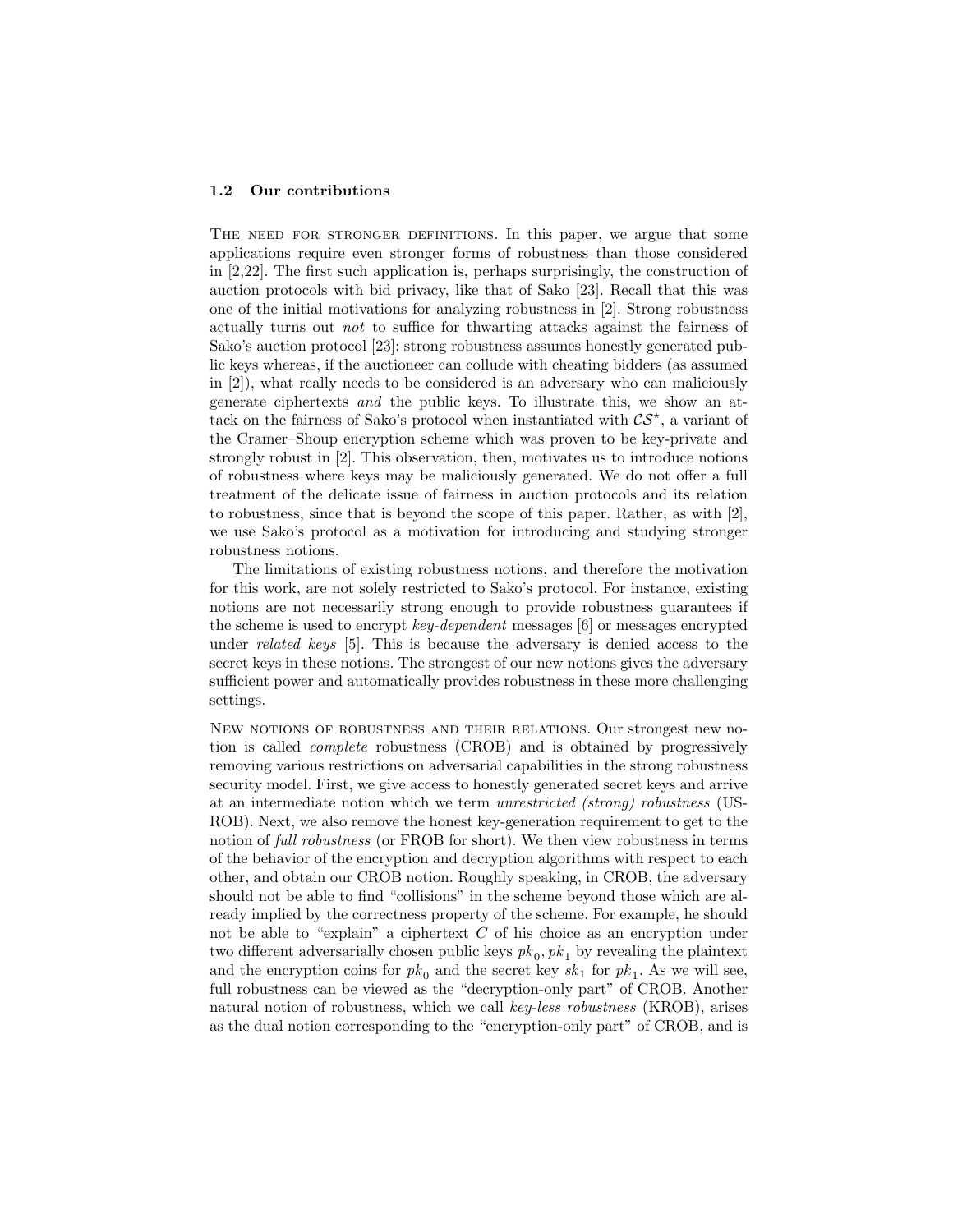### 1.2 Our contributions

THE NEED FOR STRONGER DEFINITIONS. In this paper, we argue that some applications require even stronger forms of robustness than those considered in [2,22]. The first such application is, perhaps surprisingly, the construction of auction protocols with bid privacy, like that of Sako [23]. Recall that this was one of the initial motivations for analyzing robustness in [2]. Strong robustness actually turns out *not* to suffice for thwarting attacks against the fairness of Sako's auction protocol [23]: strong robustness assumes honestly generated public keys whereas, if the auctioneer can collude with cheating bidders (as assumed in [2]), what really needs to be considered is an adversary who can maliciously generate ciphertexts *and* the public keys. To illustrate this, we show an attack on the fairness of Sako's protocol when instantiated with $\mathcal{CS}^{\star}$, a variant of the Cramer–Shoup encryption scheme which was proven to be key-private and strongly robust in [2]. This observation, then, motivates us to introduce notions of robustness where keys may be maliciously generated. We do not offer a full treatment of the delicate issue of fairness in auction protocols and its relation to robustness, since that is beyond the scope of this paper. Rather, as with [2], we use Sako's protocol as a motivation for introducing and studying stronger robustness notions.

The limitations of existing robustness notions, and therefore the motivation for this work, are not solely restricted to Sako's protocol. For instance, existing notions are not necessarily strong enough to provide robustness guarantees if the scheme is used to encrypt *key-dependent* messages [6] or messages encrypted under *related keys* [5]. This is because the adversary is denied access to the secret keys in these notions. The strongest of our new notions gives the adversary sufficient power and automatically provides robustness in these more challenging settings.

NEW NOTIONS OF ROBUSTNESS AND THEIR RELATIONS. Our strongest new notion is called *complete* robustness (CROB) and is obtained by progressively removing various restrictions on adversarial capabilities in the strong robustness security model. First, we give access to honestly generated secret keys and arrive at an intermediate notion which we term *unrestricted (strong) robustness* (USROB). Next, we also remove the honest key-generation requirement to get to the notion of *full robustness* (or FROB for short). We then view robustness in terms of the behavior of the encryption and decryption algorithms with respect to each other, and obtain our CROB notion. Roughly speaking, in CROB, the adversary should not be able to find "collisions" in the scheme beyond those which are already implied by the correctness property of the scheme. For example, he should not be able to "explain" a ciphertext $C$ of his choice as an encryption under two different adversarially chosen public keys $pk_0, pk_1$ by revealing the plaintext and the encryption coins for $pk_0$ and the secret key $sk_1$ for $pk_1$. As we will see, full robustness can be viewed as the "decryption-only part" of CROB. Another natural notion of robustness, which we call *key-less robustness* (KROB), arises as the dual notion corresponding to the "encryption-only part" of CROB, and is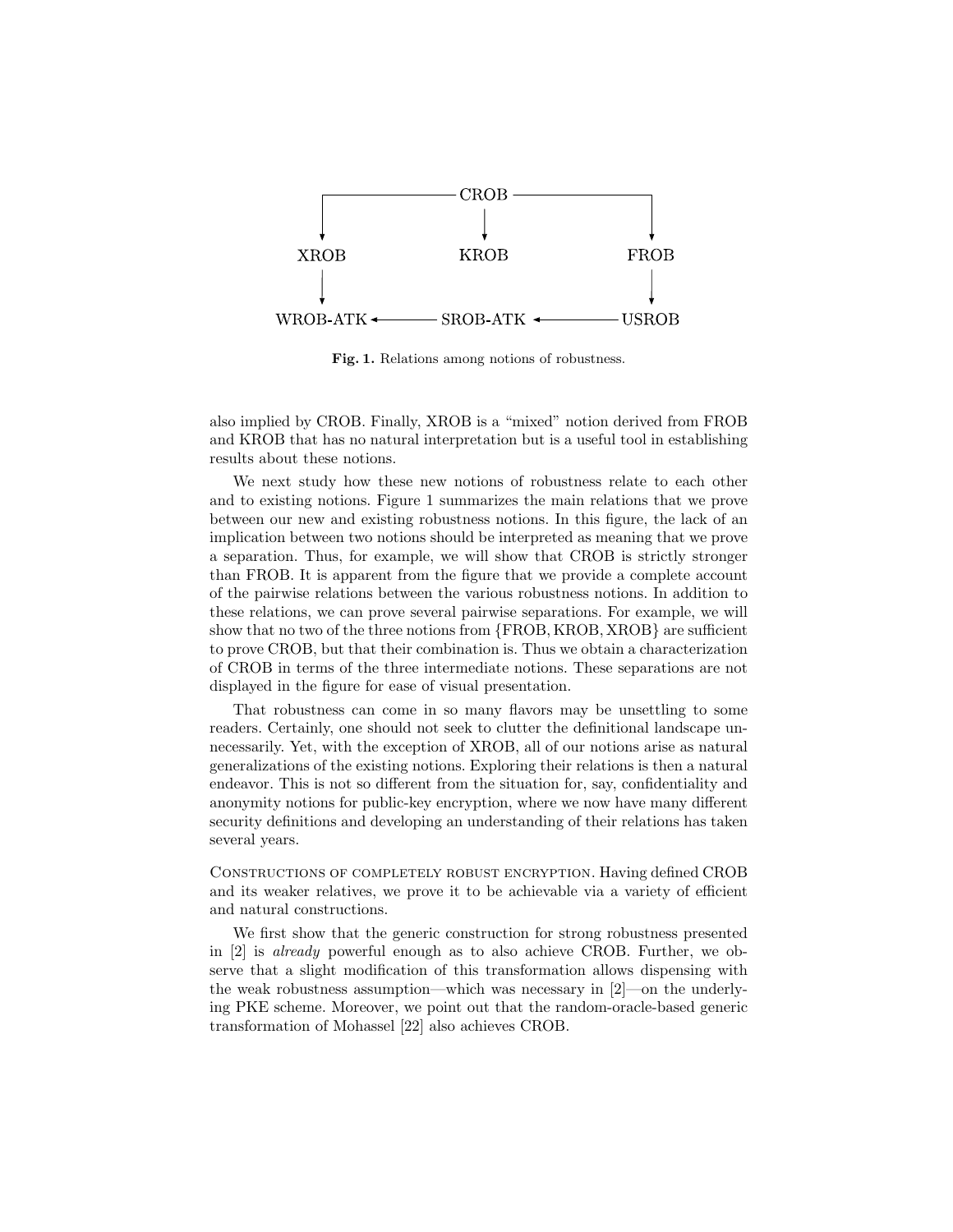```
                    CROB
        ┌────────────┼────────────┐
        ▼            ▼            ▼
      XROB         KROB         FROB
        │                         │
        ▼                         ▼
   WROB-ATK ◄──── SROB-ATK ◄──── USROB
```

**Fig. 1.** Relations among notions of robustness.

also implied by CROB. Finally, XROB is a "mixed" notion derived from FROB and KROB that has no natural interpretation but is a useful tool in establishing results about these notions.

We next study how these new notions of robustness relate to each other and to existing notions. Figure 1 summarizes the main relations that we prove between our new and existing robustness notions. In this figure, the lack of an implication between two notions should be interpreted as meaning that we prove a separation. Thus, for example, we will show that CROB is strictly stronger than FROB. It is apparent from the figure that we provide a complete account of the pairwise relations between the various robustness notions. In addition to these relations, we can prove several pairwise separations. For example, we will show that no two of the three notions from {FROB, KROB, XROB} are sufficient to prove CROB, but that their combination is. Thus we obtain a characterization of CROB in terms of the three intermediate notions. These separations are not displayed in the figure for ease of visual presentation.

That robustness can come in so many flavors may be unsettling to some readers. Certainly, one should not seek to clutter the definitional landscape unnecessarily. Yet, with the exception of XROB, all of our notions arise as natural generalizations of the existing notions. Exploring their relations is then a natural endeavor. This is not so different from the situation for, say, confidentiality and anonymity notions for public-key encryption, where we now have many different security definitions and developing an understanding of their relations has taken several years.

Constructions of completely robust encryption. Having defined CROB and its weaker relatives, we prove it to be achievable via a variety of efficient and natural constructions.

We first show that the generic construction for strong robustness presented in [2] is *already* powerful enough as to also achieve CROB. Further, we observe that a slight modification of this transformation allows dispensing with the weak robustness assumption—which was necessary in [2]—on the underlying PKE scheme. Moreover, we point out that the random-oracle-based generic transformation of Mohassel [22] also achieves CROB.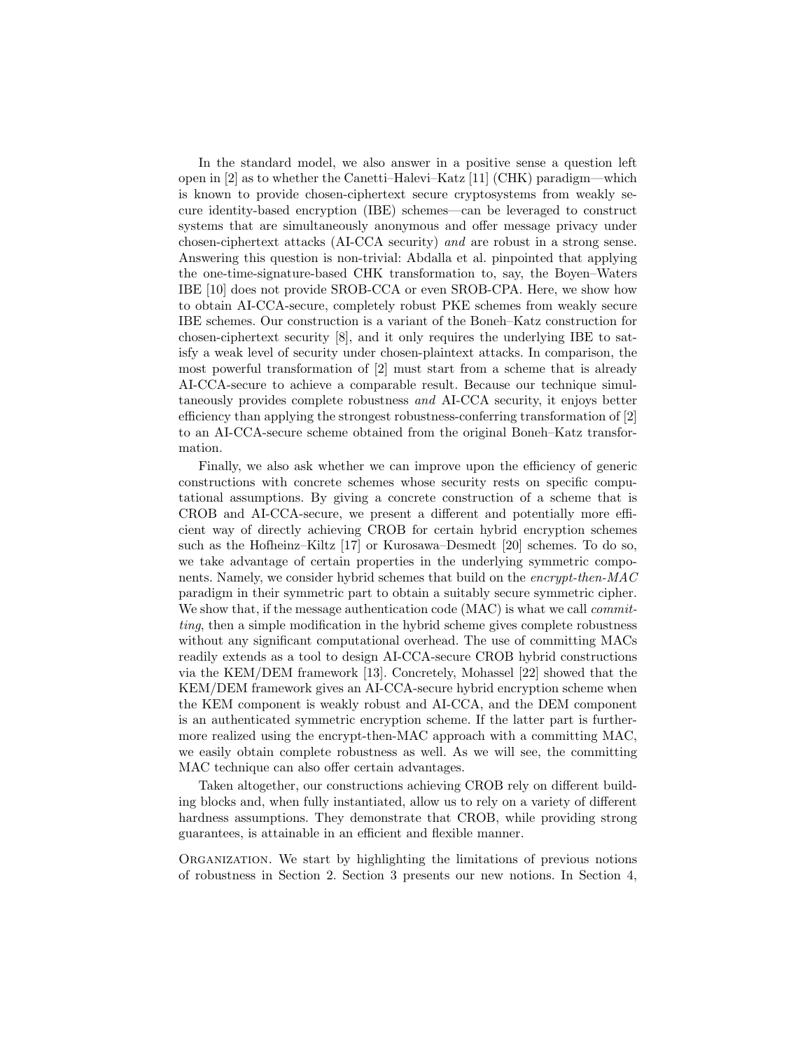In the standard model, we also answer in a positive sense a question left open in [2] as to whether the Canetti–Halevi–Katz [11] (CHK) paradigm—which is known to provide chosen-ciphertext secure cryptosystems from weakly secure identity-based encryption (IBE) schemes—can be leveraged to construct systems that are simultaneously anonymous and offer message privacy under chosen-ciphertext attacks (AI-CCA security) *and* are robust in a strong sense. Answering this question is non-trivial: Abdalla et al. pinpointed that applying the one-time-signature-based CHK transformation to, say, the Boyen–Waters IBE [10] does not provide SROB-CCA or even SROB-CPA. Here, we show how to obtain AI-CCA-secure, completely robust PKE schemes from weakly secure IBE schemes. Our construction is a variant of the Boneh–Katz construction for chosen-ciphertext security [8], and it only requires the underlying IBE to satisfy a weak level of security under chosen-plaintext attacks. In comparison, the most powerful transformation of [2] must start from a scheme that is already AI-CCA-secure to achieve a comparable result. Because our technique simultaneously provides complete robustness *and* AI-CCA security, it enjoys better efficiency than applying the strongest robustness-conferring transformation of [2] to an AI-CCA-secure scheme obtained from the original Boneh–Katz transformation.

Finally, we also ask whether we can improve upon the efficiency of generic constructions with concrete schemes whose security rests on specific computational assumptions. By giving a concrete construction of a scheme that is CROB and AI-CCA-secure, we present a different and potentially more efficient way of directly achieving CROB for certain hybrid encryption schemes such as the Hofheinz–Kiltz [17] or Kurosawa–Desmedt [20] schemes. To do so, we take advantage of certain properties in the underlying symmetric components. Namely, we consider hybrid schemes that build on the *encrypt-then-MAC* paradigm in their symmetric part to obtain a suitably secure symmetric cipher. We show that, if the message authentication code (MAC) is what we call *committing*, then a simple modification in the hybrid scheme gives complete robustness without any significant computational overhead. The use of committing MACs readily extends as a tool to design AI-CCA-secure CROB hybrid constructions via the KEM/DEM framework [13]. Concretely, Mohassel [22] showed that the KEM/DEM framework gives an AI-CCA-secure hybrid encryption scheme when the KEM component is weakly robust and AI-CCA, and the DEM component is an authenticated symmetric encryption scheme. If the latter part is furthermore realized using the encrypt-then-MAC approach with a committing MAC, we easily obtain complete robustness as well. As we will see, the committing MAC technique can also offer certain advantages.

Taken altogether, our constructions achieving CROB rely on different building blocks and, when fully instantiated, allow us to rely on a variety of different hardness assumptions. They demonstrate that CROB, while providing strong guarantees, is attainable in an efficient and flexible manner.

Organization. We start by highlighting the limitations of previous notions of robustness in Section 2. Section 3 presents our new notions. In Section 4,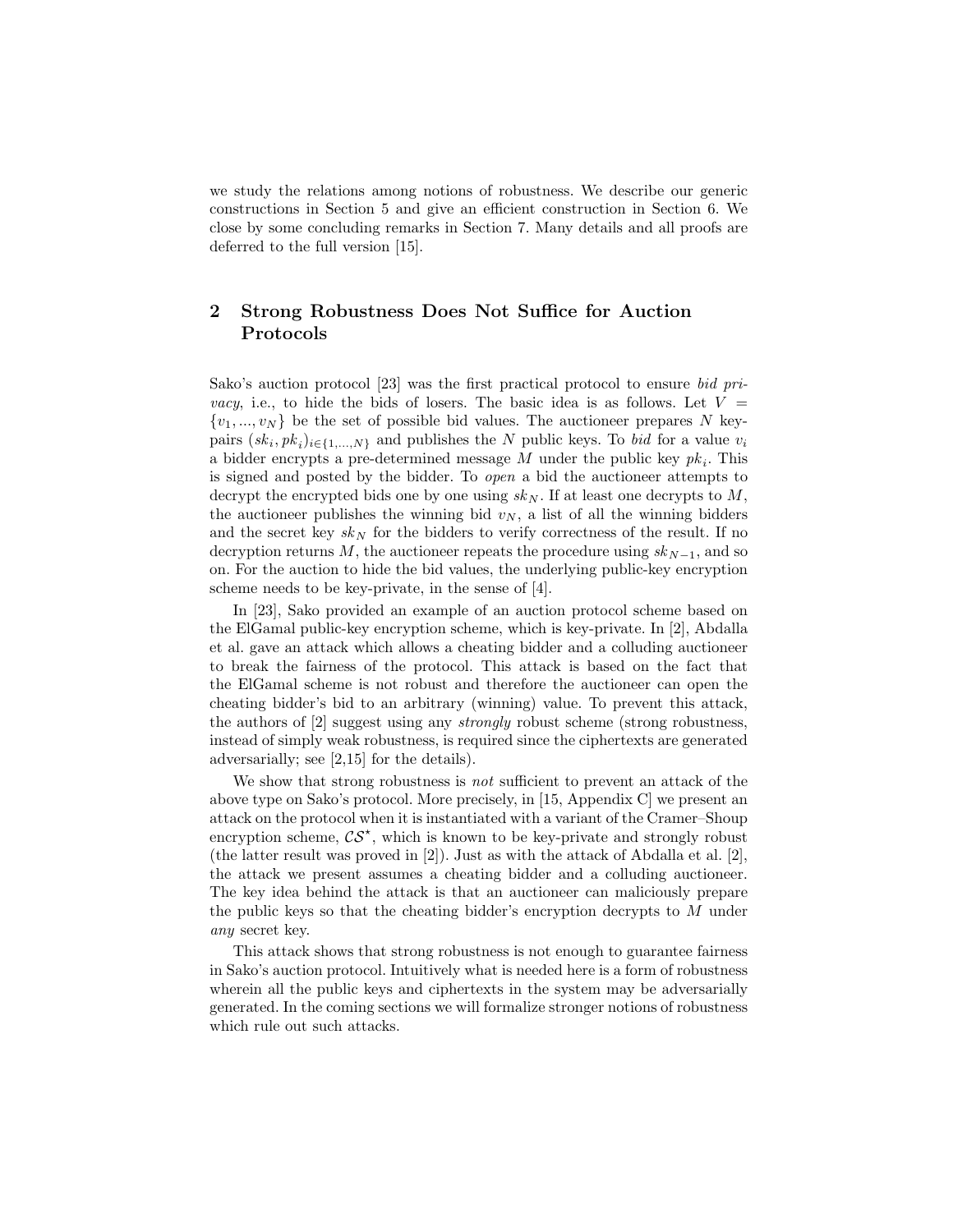we study the relations among notions of robustness. We describe our generic constructions in Section 5 and give an efficient construction in Section 6. We close by some concluding remarks in Section 7. Many details and all proofs are deferred to the full version [15].

## 2 Strong Robustness Does Not Suffice for Auction Protocols

Sako's auction protocol [23] was the first practical protocol to ensure *bid privacy*, i.e., to hide the bids of losers. The basic idea is as follows. Let $V = \{v_1, ..., v_N\}$ be the set of possible bid values. The auctioneer prepares $N$ key-pairs $(sk_i, pk_i)_{i \in \{1,...,N\}}$ and publishes the $N$ public keys. To *bid* for a value $v_i$ a bidder encrypts a pre-determined message $M$ under the public key $pk_i$. This is signed and posted by the bidder. To *open* a bid the auctioneer attempts to decrypt the encrypted bids one by one using $sk_N$. If at least one decrypts to $M$, the auctioneer publishes the winning bid $v_N$, a list of all the winning bidders and the secret key $sk_N$ for the bidders to verify correctness of the result. If no decryption returns $M$, the auctioneer repeats the procedure using $sk_{N-1}$, and so on. For the auction to hide the bid values, the underlying public-key encryption scheme needs to be key-private, in the sense of [4].

In [23], Sako provided an example of an auction protocol scheme based on the ElGamal public-key encryption scheme, which is key-private. In [2], Abdalla et al. gave an attack which allows a cheating bidder and a colluding auctioneer to break the fairness of the protocol. This attack is based on the fact that the ElGamal scheme is not robust and therefore the auctioneer can open the cheating bidder's bid to an arbitrary (winning) value. To prevent this attack, the authors of [2] suggest using any *strongly* robust scheme (strong robustness, instead of simply weak robustness, is required since the ciphertexts are generated adversarially; see [2,15] for the details).

We show that strong robustness is *not* sufficient to prevent an attack of the above type on Sako's protocol. More precisely, in [15, Appendix C] we present an attack on the protocol when it is instantiated with a variant of the Cramer–Shoup encryption scheme, $\mathcal{CS}^{\star}$, which is known to be key-private and strongly robust (the latter result was proved in [2]). Just as with the attack of Abdalla et al. [2], the attack we present assumes a cheating bidder and a colluding auctioneer. The key idea behind the attack is that an auctioneer can maliciously prepare the public keys so that the cheating bidder's encryption decrypts to $M$ under *any* secret key.

This attack shows that strong robustness is not enough to guarantee fairness in Sako's auction protocol. Intuitively what is needed here is a form of robustness wherein all the public keys and ciphertexts in the system may be adversarially generated. In the coming sections we will formalize stronger notions of robustness which rule out such attacks.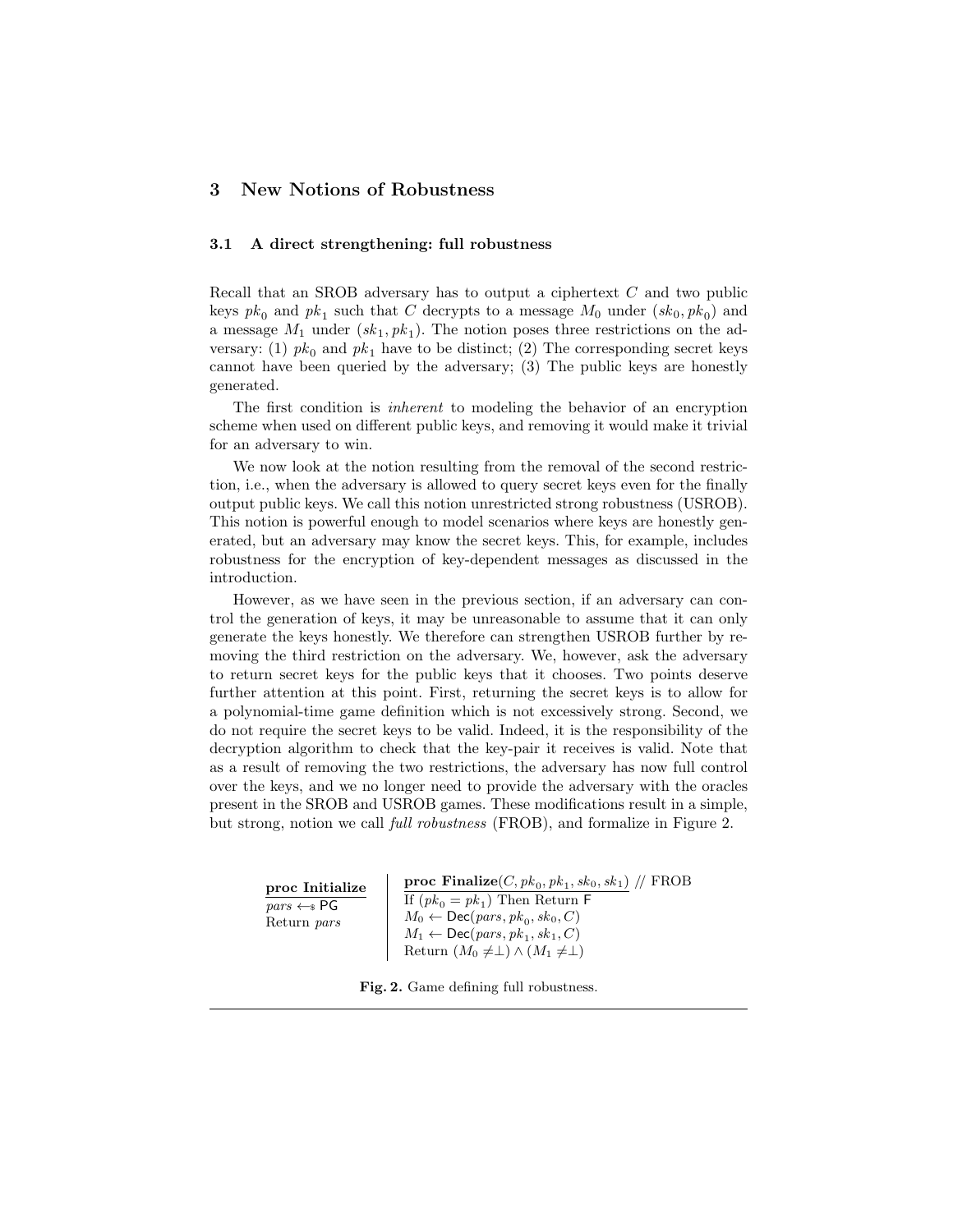## 3 New Notions of Robustness

### 3.1 A direct strengthening: full robustness

Recall that an SROB adversary has to output a ciphertext $C$ and two public keys $pk_0$ and $pk_1$ such that $C$ decrypts to a message $M_0$ under $(sk_0, pk_0)$ and a message $M_1$ under $(sk_1, pk_1)$. The notion poses three restrictions on the adversary: (1) $pk_0$ and $pk_1$ have to be distinct; (2) The corresponding secret keys cannot have been queried by the adversary; (3) The public keys are honestly generated.

The first condition is *inherent* to modeling the behavior of an encryption scheme when used on different public keys, and removing it would make it trivial for an adversary to win.

We now look at the notion resulting from the removal of the second restriction, i.e., when the adversary is allowed to query secret keys even for the finally output public keys. We call this notion unrestricted strong robustness (USROB). This notion is powerful enough to model scenarios where keys are honestly generated, but an adversary may know the secret keys. This, for example, includes robustness for the encryption of key-dependent messages as discussed in the introduction.

However, as we have seen in the previous section, if an adversary can control the generation of keys, it may be unreasonable to assume that it can only generate the keys honestly. We therefore can strengthen USROB further by removing the third restriction on the adversary. We, however, ask the adversary to return secret keys for the public keys that it chooses. Two points deserve further attention at this point. First, returning the secret keys is to allow for a polynomial-time game definition which is not excessively strong. Second, we do not require the secret keys to be valid. Indeed, it is the responsibility of the decryption algorithm to check that the key-pair it receives is valid. Note that as a result of removing the two restrictions, the adversary has now full control over the keys, and we no longer need to provide the adversary with the oracles present in the SROB and USROB games. These modifications result in a simple, but strong, notion we call *full robustness* (FROB), and formalize in Figure 2.

```
proc Initialize                 | proc Finalize(C, pk_0, pk_1, sk_0, sk_1) // FROB
pars <-$ PG                     | If (pk_0 = pk_1) Then Return F
Return pars                     | M_0 <- Dec(pars, pk_0, sk_0, C)
                                | M_1 <- Dec(pars, pk_1, sk_1, C)
                                | Return (M_0 ≠ ⊥) ∧ (M_1 ≠ ⊥)
```

**Fig. 2.** Game defining full robustness.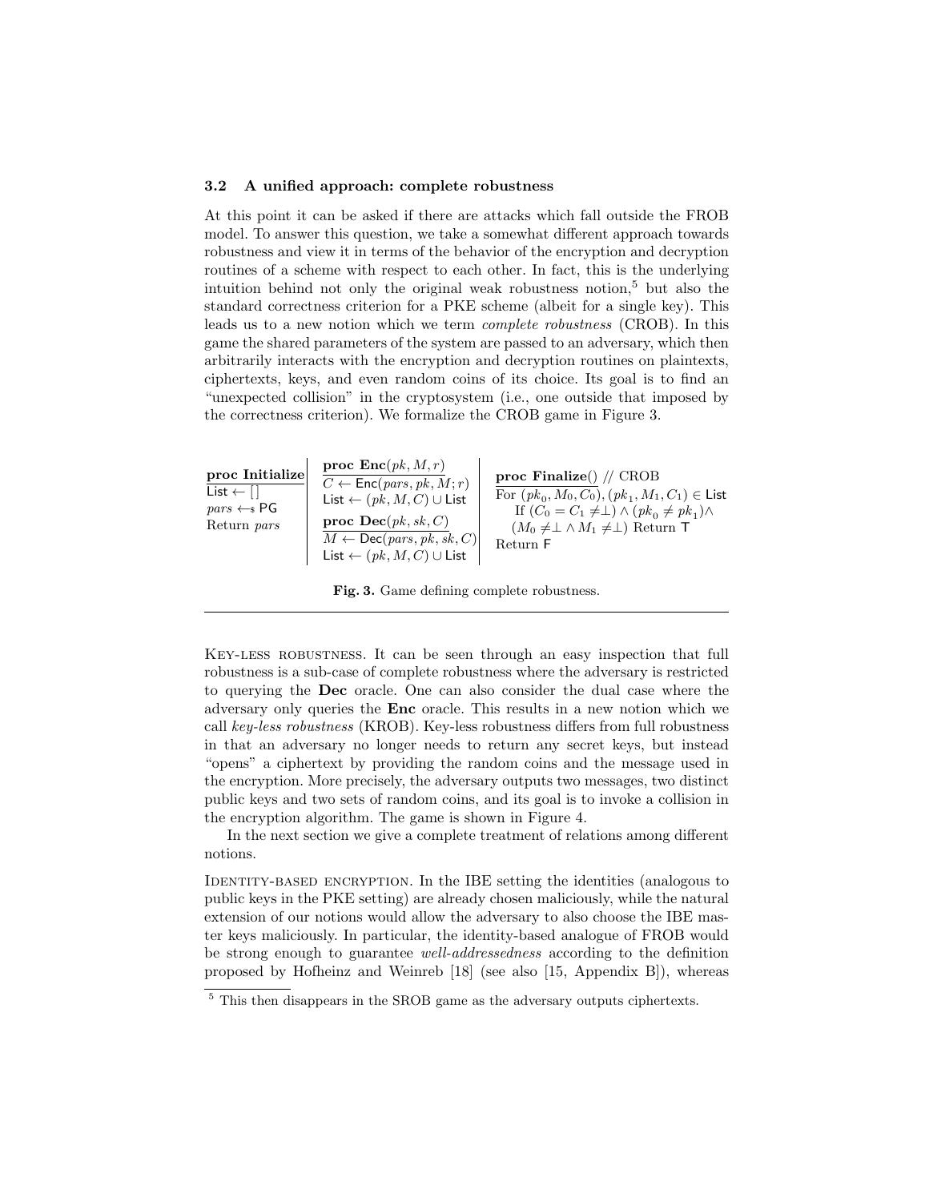### 3.2 A unified approach: complete robustness

At this point it can be asked if there are attacks which fall outside the FROB model. To answer this question, we take a somewhat different approach towards robustness and view it in terms of the behavior of the encryption and decryption routines of a scheme with respect to each other. In fact, this is the underlying intuition behind not only the original weak robustness notion,[5] but also the standard correctness criterion for a PKE scheme (albeit for a single key). This leads us to a new notion which we term *complete robustness* (CROB). In this game the shared parameters of the system are passed to an adversary, which then arbitrarily interacts with the encryption and decryption routines on plaintexts, ciphertexts, keys, and even random coins of its choice. Its goal is to find an "unexpected collision" in the cryptosystem (i.e., one outside that imposed by the correctness criterion). We formalize the CROB game in Figure 3.

```
proc Initialize                 proc Enc(pk, M, r)                      proc Finalize() // CROB
List ← []                       C ← Enc(pars, pk, M; r)                 For (pk_0, M_0, C_0), (pk_1, M_1, C_1) ∈ List
pars ←$ PG                      List ← (pk, M, C) ∪ List                   If (C_0 = C_1 ≠⊥) ∧ (pk_0 ≠ pk_1)∧
Return pars                     proc Dec(pk, sk, C)                        (M_0 ≠⊥ ∧ M_1 ≠⊥) Return T
                                M ← Dec(pars, pk, sk, C)                Return F
                                List ← (pk, M, C) ∪ List
```

**Fig. 3.** Game defining complete robustness.

Key-less robustness. It can be seen through an easy inspection that full robustness is a sub-case of complete robustness where the adversary is restricted to querying the **Dec** oracle. One can also consider the dual case where the adversary only queries the **Enc** oracle. This results in a new notion which we call *key-less robustness* (KROB). Key-less robustness differs from full robustness in that an adversary no longer needs to return any secret keys, but instead "opens" a ciphertext by providing the random coins and the message used in the encryption. More precisely, the adversary outputs two messages, two distinct public keys and two sets of random coins, and its goal is to invoke a collision in the encryption algorithm. The game is shown in Figure 4.

In the next section we give a complete treatment of relations among different notions.

Identity-based encryption. In the IBE setting the identities (analogous to public keys in the PKE setting) are already chosen maliciously, while the natural extension of our notions would allow the adversary to also choose the IBE master keys maliciously. In particular, the identity-based analogue of FROB would be strong enough to guarantee *well-addressedness* according to the definition proposed by Hofheinz and Weinreb [18] (see also [15, Appendix B]), whereas

[5] This then disappears in the SROB game as the adversary outputs ciphertexts.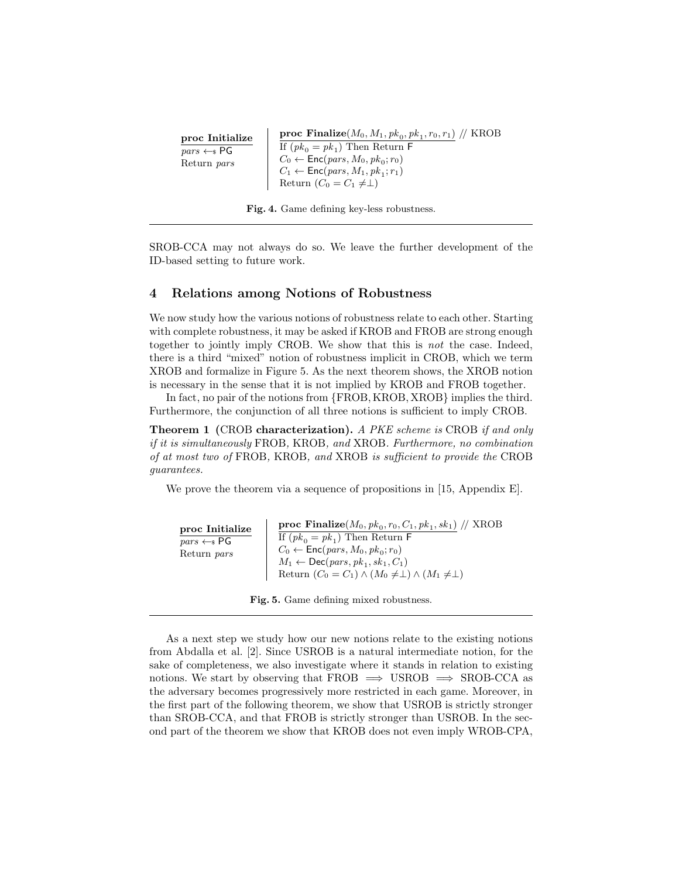**proc Initialize**
$pars \leftarrow_{\$} \mathsf{PG}$
Return $pars$

**proc Finalize**$(M_0, M_1, pk_0, pk_1, r_0, r_1)$ // KROB
If $(pk_0 = pk_1)$ Then Return $\mathsf{F}$
$C_0 \leftarrow \mathsf{Enc}(pars, M_0, pk_0; r_0)$
$C_1 \leftarrow \mathsf{Enc}(pars, M_1, pk_1; r_1)$
Return $(C_0 = C_1 \neq \perp)$

**Fig. 4.** Game defining key-less robustness.

SROB-CCA may not always do so. We leave the further development of the ID-based setting to future work.

## 4 Relations among Notions of Robustness

We now study how the various notions of robustness relate to each other. Starting with complete robustness, it may be asked if KROB and FROB are strong enough together to jointly imply CROB. We show that this is *not* the case. Indeed, there is a third "mixed" notion of robustness implicit in CROB, which we term XROB and formalize in Figure 5. As the next theorem shows, the XROB notion is necessary in the sense that it is not implied by KROB and FROB together.

In fact, no pair of the notions from {FROB, KROB, XROB} implies the third. Furthermore, the conjunction of all three notions is sufficient to imply CROB.

**Theorem 1 (**CROB **characterization).** *A PKE scheme is* CROB *if and only if it is simultaneously* FROB*,* KROB*, and* XROB*. Furthermore, no combination of at most two of* FROB*,* KROB*, and* XROB *is sufficient to provide the* CROB *guarantees.*

We prove the theorem via a sequence of propositions in [15, Appendix E].

**proc Initialize**
$pars \leftarrow_{\$} \mathsf{PG}$
Return $pars$

**proc Finalize**$(M_0, pk_0, r_0, C_1, pk_1, sk_1)$ // XROB
If $(pk_0 = pk_1)$ Then Return $\mathsf{F}$
$C_0 \leftarrow \mathsf{Enc}(pars, M_0, pk_0; r_0)$
$M_1 \leftarrow \mathsf{Dec}(pars, pk_1, sk_1, C_1)$
Return $(C_0 = C_1) \wedge (M_0 \neq \perp) \wedge (M_1 \neq \perp)$

**Fig. 5.** Game defining mixed robustness.

As a next step we study how our new notions relate to the existing notions from Abdalla et al. [2]. Since USROB is a natural intermediate notion, for the sake of completeness, we also investigate where it stands in relation to existing notions. We start by observing that FROB $\implies$ USROB $\implies$ SROB-CCA as the adversary becomes progressively more restricted in each game. Moreover, in the first part of the following theorem, we show that USROB is strictly stronger than SROB-CCA, and that FROB is strictly stronger than USROB. In the second part of the theorem we show that KROB does not even imply WROB-CPA,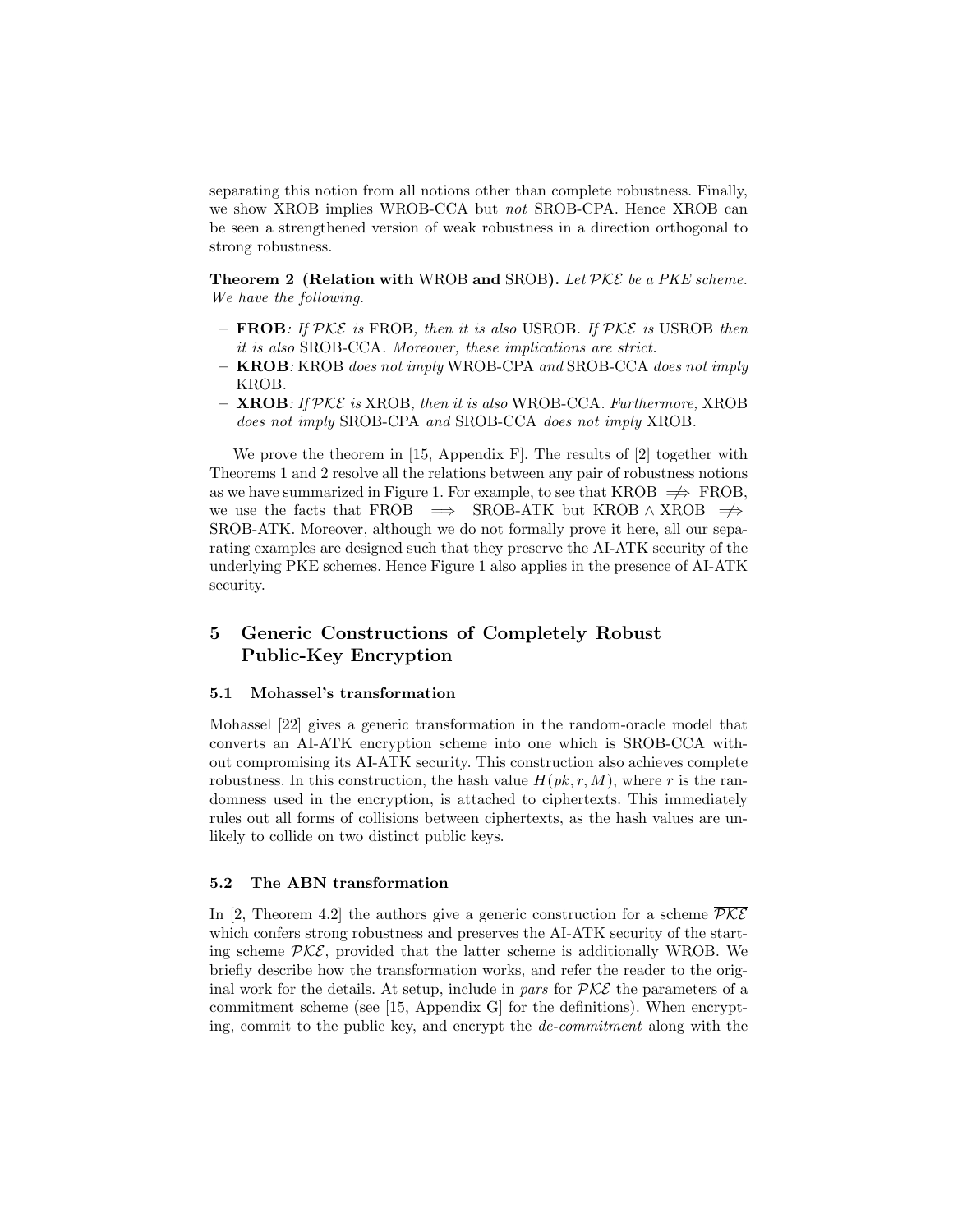separating this notion from all notions other than complete robustness. Finally, we show XROB implies WROB-CCA but *not* SROB-CPA. Hence XROB can be seen a strengthened version of weak robustness in a direction orthogonal to strong robustness.

**Theorem 2 (Relation with** WROB **and** SROB**).** *Let $\mathcal{PKE}$ be a PKE scheme. We have the following.*

- **FROB**: *If $\mathcal{PKE}$ is* FROB*, then it is also* USROB*. If $\mathcal{PKE}$ is* USROB *then it is also* SROB-CCA*. Moreover, these implications are strict.*
- **KROB**: KROB *does not imply* WROB-CPA *and* SROB-CCA *does not imply* KROB*.*
- **XROB**: *If $\mathcal{PKE}$ is* XROB*, then it is also* WROB-CCA*. Furthermore,* XROB *does not imply* SROB-CPA *and* SROB-CCA *does not imply* XROB*.*

We prove the theorem in [15, Appendix F]. The results of [2] together with Theorems 1 and 2 resolve all the relations between any pair of robustness notions as we have summarized in Figure 1. For example, to see that KROB $\not\Longrightarrow$ FROB, we use the facts that FROB $\Longrightarrow$ SROB-ATK but KROB $\wedge$ XROB $\not\Longrightarrow$ SROB-ATK. Moreover, although we do not formally prove it here, all our separating examples are designed such that they preserve the AI-ATK security of the underlying PKE schemes. Hence Figure 1 also applies in the presence of AI-ATK security.

## 5 Generic Constructions of Completely Robust Public-Key Encryption

### 5.1 Mohassel's transformation

Mohassel [22] gives a generic transformation in the random-oracle model that converts an AI-ATK encryption scheme into one which is SROB-CCA without compromising its AI-ATK security. This construction also achieves complete robustness. In this construction, the hash value $H(pk, r, M)$, where $r$ is the randomness used in the encryption, is attached to ciphertexts. This immediately rules out all forms of collisions between ciphertexts, as the hash values are unlikely to collide on two distinct public keys.

### 5.2 The ABN transformation

In [2, Theorem 4.2] the authors give a generic construction for a scheme $\overline{\mathcal{PKE}}$ which confers strong robustness and preserves the AI-ATK security of the starting scheme $\mathcal{PKE}$, provided that the latter scheme is additionally WROB. We briefly describe how the transformation works, and refer the reader to the original work for the details. At setup, include in *pars* for $\overline{\mathcal{PKE}}$ the parameters of a commitment scheme (see [15, Appendix G] for the definitions). When encrypting, commit to the public key, and encrypt the *de-commitment* along with the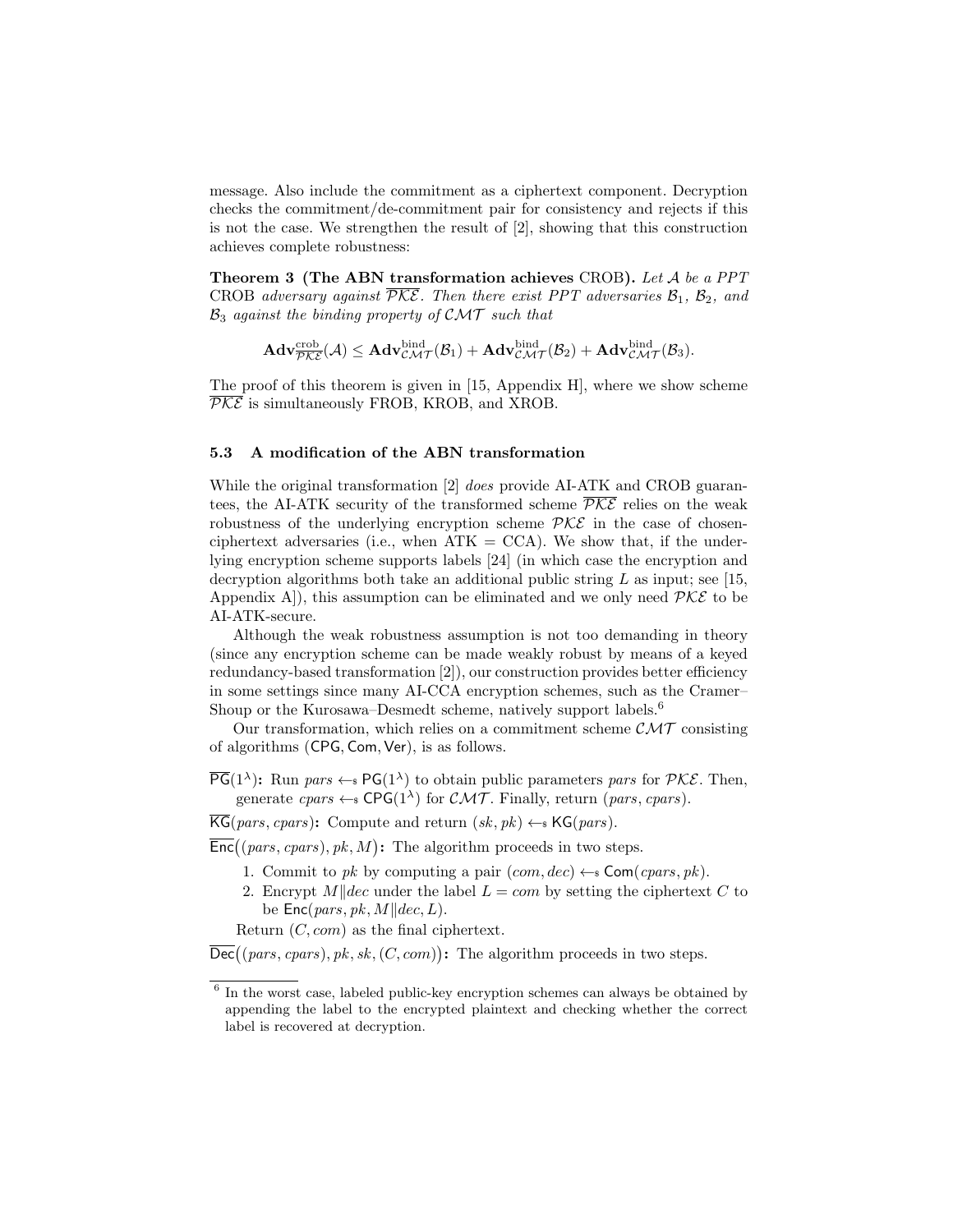message. Also include the commitment as a ciphertext component. Decryption checks the commitment/de-commitment pair for consistency and rejects if this is not the case. We strengthen the result of [2], showing that this construction achieves complete robustness:

**Theorem 3 (The ABN transformation achieves** CROB**).** *Let $\mathcal{A}$ be a PPT* CROB *adversary against $\overline{\mathcal{PKE}}$. Then there exist PPT adversaries $\mathcal{B}_1$, $\mathcal{B}_2$, and $\mathcal{B}_3$ against the binding property of $\mathcal{CMT}$ such that*

$$\mathbf{Adv}^{\mathrm{crob}}_{\overline{\mathcal{PKE}}}(\mathcal{A}) \leq \mathbf{Adv}^{\mathrm{bind}}_{\mathcal{CMT}}(\mathcal{B}_1) + \mathbf{Adv}^{\mathrm{bind}}_{\mathcal{CMT}}(\mathcal{B}_2) + \mathbf{Adv}^{\mathrm{bind}}_{\mathcal{CMT}}(\mathcal{B}_3).$$

The proof of this theorem is given in [15, Appendix H], where we show scheme $\overline{\mathcal{PKE}}$ is simultaneously FROB, KROB, and XROB.

### 5.3 A modification of the ABN transformation

While the original transformation [2] *does* provide AI-ATK and CROB guarantees, the AI-ATK security of the transformed scheme $\overline{\mathcal{PKE}}$ relies on the weak robustness of the underlying encryption scheme $\mathcal{PKE}$ in the case of chosen-ciphertext adversaries (i.e., when ATK = CCA). We show that, if the underlying encryption scheme supports labels [24] (in which case the encryption and decryption algorithms both take an additional public string $L$ as input; see [15, Appendix A]), this assumption can be eliminated and we only need $\mathcal{PKE}$ to be AI-ATK-secure.

Although the weak robustness assumption is not too demanding in theory (since any encryption scheme can be made weakly robust by means of a keyed redundancy-based transformation [2]), our construction provides better efficiency in some settings since many AI-CCA encryption schemes, such as the Cramer–Shoup or the Kurosawa–Desmedt scheme, natively support labels.[6]

Our transformation, which relies on a commitment scheme $\mathcal{CMT}$ consisting of algorithms $(\mathsf{CPG}, \mathsf{Com}, \mathsf{Ver})$, is as follows.

- $\overline{\mathsf{PG}}(1^\lambda)$**:** Run $pars \leftarrow_\$ \mathsf{PG}(1^\lambda)$ to obtain public parameters $pars$ for $\mathcal{PKE}$. Then, generate $cpars \leftarrow_\$ \mathsf{CPG}(1^\lambda)$ for $\mathcal{CMT}$. Finally, return $(pars, cpars)$.
- $\overline{\mathsf{KG}}(pars, cpars)$**:** Compute and return $(sk, pk) \leftarrow_\$ \mathsf{KG}(pars)$.
- $\overline{\mathsf{Enc}}\big((pars, cpars), pk, M\big)$**:** The algorithm proceeds in two steps.
  1. Commit to $pk$ by computing a pair $(com, dec) \leftarrow_\$ \mathsf{Com}(cpars, pk)$.
  2. Encrypt $M \| dec$ under the label $L = com$ by setting the ciphertext $C$ to be $\mathsf{Enc}(pars, pk, M\|dec, L)$.

  Return $(C, com)$ as the final ciphertext.
- $\overline{\mathsf{Dec}}\big((pars, cpars), pk, sk, (C, com)\big)$**:** The algorithm proceeds in two steps.

[6] In the worst case, labeled public-key encryption schemes can always be obtained by appending the label to the encrypted plaintext and checking whether the correct label is recovered at decryption.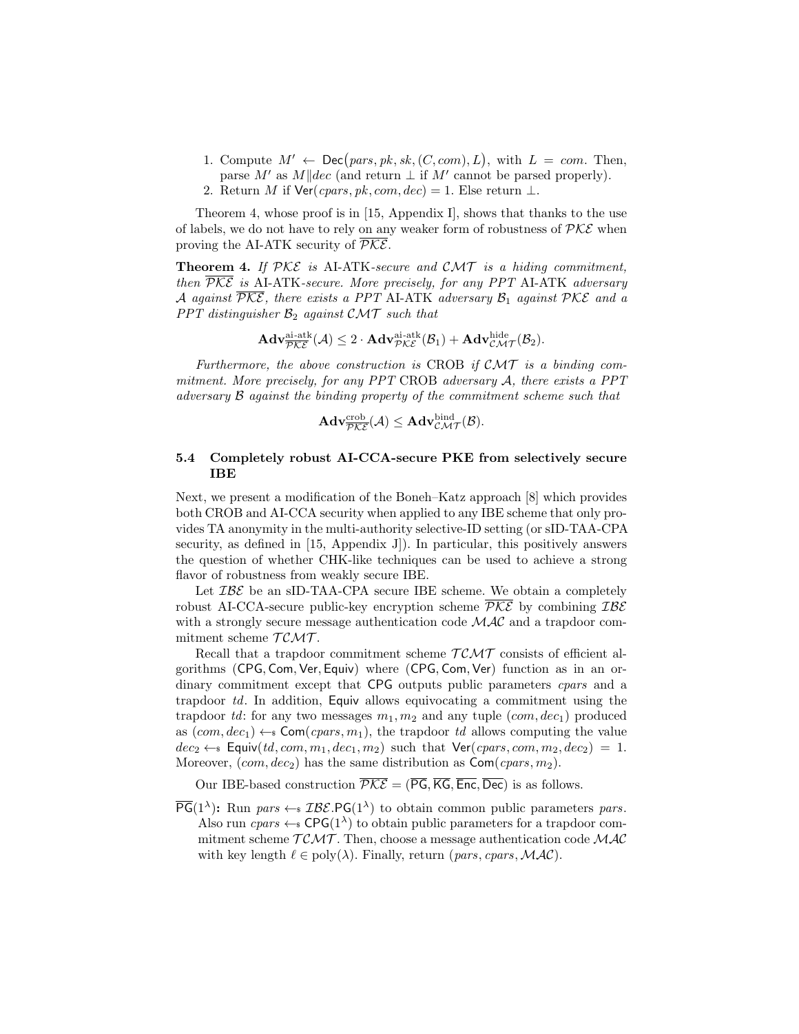1. Compute $M' \leftarrow \mathsf{Dec}\big(pars, pk, sk, (C, com), L\big)$, with $L = com$. Then, parse $M'$ as $M \| dec$ (and return $\perp$ if $M'$ cannot be parsed properly).
2. Return $M$ if $\mathsf{Ver}(cpars, pk, com, dec) = 1$. Else return $\perp$.

Theorem 4, whose proof is in [15, Appendix I], shows that thanks to the use of labels, we do not have to rely on any weaker form of robustness of $\mathcal{PKE}$ when proving the AI-ATK security of $\overline{\mathcal{PKE}}$.

**Theorem 4.** *If $\mathcal{PKE}$ is* AI-ATK*-secure and $\mathcal{CMT}$ is a hiding commitment, then $\overline{\mathcal{PKE}}$ is* AI-ATK*-secure. More precisely, for any PPT* AI-ATK *adversary $\mathcal{A}$ against $\overline{\mathcal{PKE}}$, there exists a PPT* AI-ATK *adversary $\mathcal{B}_1$ against $\mathcal{PKE}$ and a PPT distinguisher $\mathcal{B}_2$ against $\mathcal{CMT}$ such that*

$$\mathbf{Adv}^{\text{ai-atk}}_{\overline{\mathcal{PKE}}}(\mathcal{A}) \leq 2 \cdot \mathbf{Adv}^{\text{ai-atk}}_{\mathcal{PKE}}(\mathcal{B}_1) + \mathbf{Adv}^{\text{hide}}_{\mathcal{CMT}}(\mathcal{B}_2).$$

*Furthermore, the above construction is* CROB *if $\mathcal{CMT}$ is a binding commitment. More precisely, for any PPT* CROB *adversary $\mathcal{A}$, there exists a PPT adversary $\mathcal{B}$ against the binding property of the commitment scheme such that*

$$\mathbf{Adv}^{\text{crob}}_{\overline{\mathcal{PKE}}}(\mathcal{A}) \leq \mathbf{Adv}^{\text{bind}}_{\mathcal{CMT}}(\mathcal{B}).$$

### 5.4 Completely robust AI-CCA-secure PKE from selectively secure IBE

Next, we present a modification of the Boneh–Katz approach [8] which provides both CROB and AI-CCA security when applied to any IBE scheme that only provides TA anonymity in the multi-authority selective-ID setting (or sID-TAA-CPA security, as defined in [15, Appendix J]). In particular, this positively answers the question of whether CHK-like techniques can be used to achieve a strong flavor of robustness from weakly secure IBE.

Let $\mathcal{IBE}$ be an sID-TAA-CPA secure IBE scheme. We obtain a completely robust AI-CCA-secure public-key encryption scheme $\overline{\mathcal{PKE}}$ by combining $\mathcal{IBE}$ with a strongly secure message authentication code $\mathcal{MAC}$ and a trapdoor commitment scheme $\mathcal{TCMT}$.

Recall that a trapdoor commitment scheme $\mathcal{TCMT}$ consists of efficient algorithms $(\mathsf{CPG}, \mathsf{Com}, \mathsf{Ver}, \mathsf{Equiv})$ where $(\mathsf{CPG}, \mathsf{Com}, \mathsf{Ver})$ function as in an ordinary commitment except that $\mathsf{CPG}$ outputs public parameters $cpars$ and a trapdoor $td$. In addition, $\mathsf{Equiv}$ allows equivocating a commitment using the trapdoor $td$: for any two messages $m_1, m_2$ and any tuple $(com, dec_1)$ produced as $(com, dec_1) \leftarrow_{\$} \mathsf{Com}(cpars, m_1)$, the trapdoor $td$ allows computing the value $dec_2 \leftarrow_{\$} \mathsf{Equiv}(td, com, m_1, dec_1, m_2)$ such that $\mathsf{Ver}(cpars, com, m_2, dec_2) = 1$. Moreover, $(com, dec_2)$ has the same distribution as $\mathsf{Com}(cpars, m_2)$.

Our IBE-based construction $\overline{\mathcal{PKE}} = (\overline{\mathsf{PG}}, \overline{\mathsf{KG}}, \overline{\mathsf{Enc}}, \overline{\mathsf{Dec}})$ is as follows.

**$\overline{\mathsf{PG}}(1^\lambda)$:** Run $pars \leftarrow_{\$} \mathcal{IBE}.\mathsf{PG}(1^\lambda)$ to obtain common public parameters $pars$. Also run $cpars \leftarrow_{\$} \mathsf{CPG}(1^\lambda)$ to obtain public parameters for a trapdoor commitment scheme $\mathcal{TCMT}$. Then, choose a message authentication code $\mathcal{MAC}$ with key length $\ell \in \mathrm{poly}(\lambda)$. Finally, return $(pars, cpars, \mathcal{MAC})$.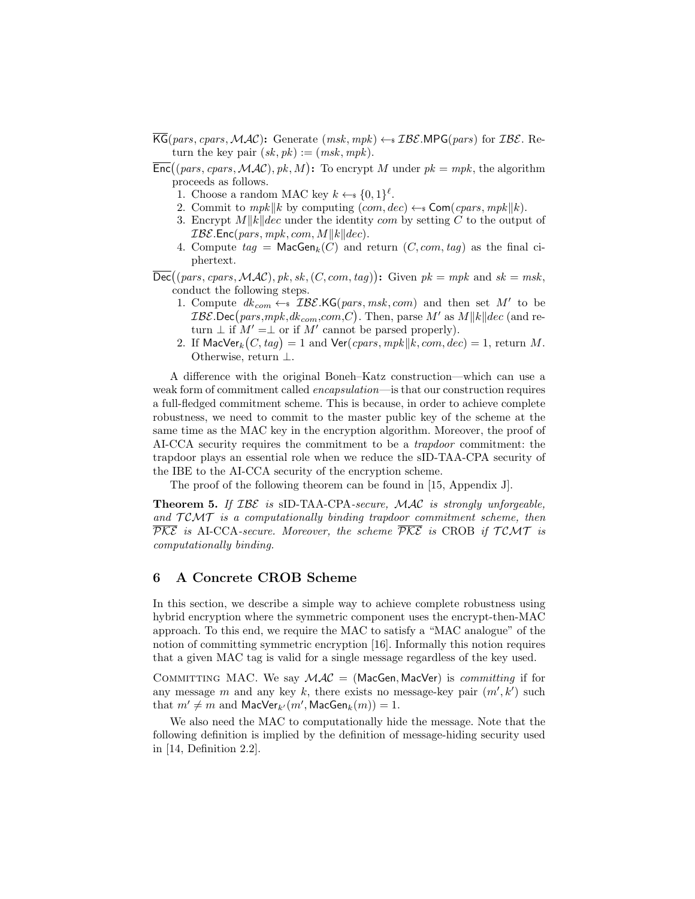$\overline{\mathsf{KG}}(pars, cpars, \mathcal{MAC})$**:** Generate $(msk, mpk) \leftarrow\!\!\$\ \mathcal{IBE}.\mathsf{MPG}(pars)$ for $\mathcal{IBE}$. Return the key pair $(sk, pk) := (msk, mpk)$.

$\overline{\mathsf{Enc}}\big((pars, cpars, \mathcal{MAC}), pk, M\big)$**:** To encrypt $M$ under $pk = mpk$, the algorithm proceeds as follows.

1. Choose a random MAC key $k \leftarrow\!\!\$\ \{0,1\}^{\ell}$.
2. Commit to $mpk \| k$ by computing $(com, dec) \leftarrow\!\!\$\ \mathsf{Com}(cpars, mpk\|k)$.
3. Encrypt $M\|k\|dec$ under the identity $com$ by setting $C$ to the output of $\mathcal{IBE}.\mathsf{Enc}(pars, mpk, com, M\|k\|dec)$.
4. Compute $tag = \mathsf{MacGen}_k(C)$ and return $(C, com, tag)$ as the final ciphertext.

$\overline{\mathsf{Dec}}\big((pars, cpars, \mathcal{MAC}), pk, sk, (C, com, tag)\big)$**:** Given $pk = mpk$ and $sk = msk$, conduct the following steps.

1. Compute $dk_{com} \leftarrow\!\!\$\ \mathcal{IBE}.\mathsf{KG}(pars, msk, com)$ and then set $M'$ to be $\mathcal{IBE}.\mathsf{Dec}\big(pars, mpk, dk_{com}, com, C\big)$. Then, parse $M'$ as $M\|k\|dec$ (and return $\perp$ if $M' = \perp$ or if $M'$ cannot be parsed properly).
2. If $\mathsf{MacVer}_k\big(C, tag\big) = 1$ and $\mathsf{Ver}(cpars, mpk\|k, com, dec) = 1$, return $M$. Otherwise, return $\perp$.

A difference with the original Boneh–Katz construction—which can use a weak form of commitment called *encapsulation*—is that our construction requires a full-fledged commitment scheme. This is because, in order to achieve complete robustness, we need to commit to the master public key of the scheme at the same time as the MAC key in the encryption algorithm. Moreover, the proof of AI-CCA security requires the commitment to be a *trapdoor* commitment: the trapdoor plays an essential role when we reduce the sID-TAA-CPA security of the IBE to the AI-CCA security of the encryption scheme.

The proof of the following theorem can be found in [15, Appendix J].

**Theorem 5.** *If $\mathcal{IBE}$ is* sID-TAA-CPA*-secure, $\mathcal{MAC}$ is strongly unforgeable, and $\mathcal{TCMT}$ is a computationally binding trapdoor commitment scheme, then $\overline{\mathcal{PKE}}$ is* AI-CCA*-secure. Moreover, the scheme $\overline{\mathcal{PKE}}$ is* CROB *if $\mathcal{TCMT}$ is computationally binding.*

## 6 A Concrete CROB Scheme

In this section, we describe a simple way to achieve complete robustness using hybrid encryption where the symmetric component uses the encrypt-then-MAC approach. To this end, we require the MAC to satisfy a "MAC analogue" of the notion of committing symmetric encryption [16]. Informally this notion requires that a given MAC tag is valid for a single message regardless of the key used.

Committing MAC. We say $\mathcal{MAC} = (\mathsf{MacGen}, \mathsf{MacVer})$ is *committing* if for any message $m$ and any key $k$, there exists no message-key pair $(m', k')$ such that $m' \neq m$ and $\mathsf{MacVer}_{k'}(m', \mathsf{MacGen}_k(m)) = 1$.

We also need the MAC to computationally hide the message. Note that the following definition is implied by the definition of message-hiding security used in [14, Definition 2.2].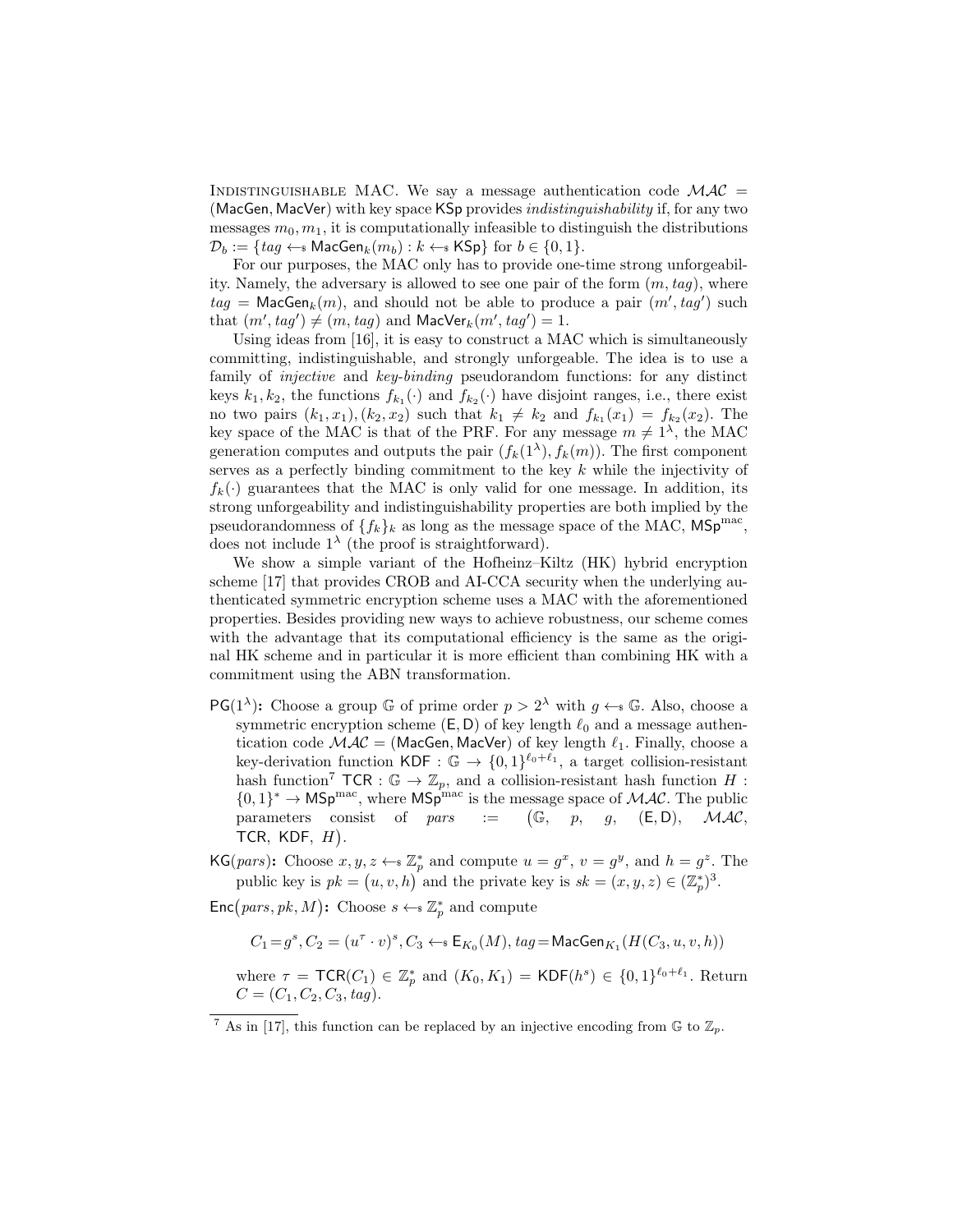Indistinguishable MAC. We say a message authentication code $\mathcal{MAC} = (\mathsf{MacGen}, \mathsf{MacVer})$ with key space $\mathsf{KSp}$ provides *indistinguishability* if, for any two messages $m_0, m_1$, it is computationally infeasible to distinguish the distributions $\mathcal{D}_b := \{tag \leftarrow_{\$} \mathsf{MacGen}_k(m_b) : k \leftarrow_{\$} \mathsf{KSp}\}$ for $b \in \{0, 1\}$.

For our purposes, the MAC only has to provide one-time strong unforgeability. Namely, the adversary is allowed to see one pair of the form $(m, tag)$, where $tag = \mathsf{MacGen}_k(m)$, and should not be able to produce a pair $(m', tag')$ such that $(m', tag') \neq (m, tag)$ and $\mathsf{MacVer}_k(m', tag') = 1$.

Using ideas from [16], it is easy to construct a MAC which is simultaneously committing, indistinguishable, and strongly unforgeable. The idea is to use a family of *injective* and *key-binding* pseudorandom functions: for any distinct keys $k_1, k_2$, the functions $f_{k_1}(\cdot)$ and $f_{k_2}(\cdot)$ have disjoint ranges, i.e., there exist no two pairs $(k_1, x_1), (k_2, x_2)$ such that $k_1 \neq k_2$ and $f_{k_1}(x_1) = f_{k_2}(x_2)$. The key space of the MAC is that of the PRF. For any message $m \neq 1^\lambda$, the MAC generation computes and outputs the pair $(f_k(1^\lambda), f_k(m))$. The first component serves as a perfectly binding commitment to the key $k$ while the injectivity of $f_k(\cdot)$ guarantees that the MAC is only valid for one message. In addition, its strong unforgeability and indistinguishability properties are both implied by the pseudorandomness of $\{f_k\}_k$ as long as the message space of the MAC, $\mathsf{MSp}^{\mathrm{mac}}$, does not include $1^\lambda$ (the proof is straightforward).

We show a simple variant of the Hofheinz–Kiltz (HK) hybrid encryption scheme [17] that provides CROB and AI-CCA security when the underlying authenticated symmetric encryption scheme uses a MAC with the aforementioned properties. Besides providing new ways to achieve robustness, our scheme comes with the advantage that its computational efficiency is the same as the original HK scheme and in particular it is more efficient than combining HK with a commitment using the ABN transformation.

- $\mathsf{PG}(1^\lambda)$**:** Choose a group $\mathbb{G}$ of prime order $p > 2^\lambda$ with $g \leftarrow_{\$} \mathbb{G}$. Also, choose a symmetric encryption scheme $(\mathsf{E}, \mathsf{D})$ of key length $\ell_0$ and a message authentication code $\mathcal{MAC} = (\mathsf{MacGen}, \mathsf{MacVer})$ of key length $\ell_1$. Finally, choose a key-derivation function $\mathsf{KDF} : \mathbb{G} \to \{0,1\}^{\ell_0+\ell_1}$, a target collision-resistant hash function[7] $\mathsf{TCR} : \mathbb{G} \to \mathbb{Z}_p$, and a collision-resistant hash function $H : \{0,1\}^* \to \mathsf{MSp}^{\mathrm{mac}}$, where $\mathsf{MSp}^{\mathrm{mac}}$ is the message space of $\mathcal{MAC}$. The public parameters consist of $pars := \big(\mathbb{G},\ p,\ g,\ (\mathsf{E}, \mathsf{D}),\ \mathcal{MAC},\ \mathsf{TCR},\ \mathsf{KDF},\ H\big)$.
- $\mathsf{KG}(pars)$**:** Choose $x, y, z \leftarrow_{\$} \mathbb{Z}_p^*$ and compute $u = g^x$, $v = g^y$, and $h = g^z$. The public key is $pk = \big(u, v, h\big)$ and the private key is $sk = (x, y, z) \in (\mathbb{Z}_p^*)^3$.
- $\mathsf{Enc}\big(pars, pk, M\big)$**:** Choose $s \leftarrow_{\$} \mathbb{Z}_p^*$ and compute

$$C_1 = g^s, C_2 = (u^\tau \cdot v)^s, C_3 \leftarrow_{\$} \mathsf{E}_{K_0}(M), tag = \mathsf{MacGen}_{K_1}(H(C_3, u, v, h))$$

where $\tau = \mathsf{TCR}(C_1) \in \mathbb{Z}_p^*$ and $(K_0, K_1) = \mathsf{KDF}(h^s) \in \{0,1\}^{\ell_0+\ell_1}$. Return $C = (C_1, C_2, C_3, tag)$.

[7] As in [17], this function can be replaced by an injective encoding from $\mathbb{G}$ to $\mathbb{Z}_p$.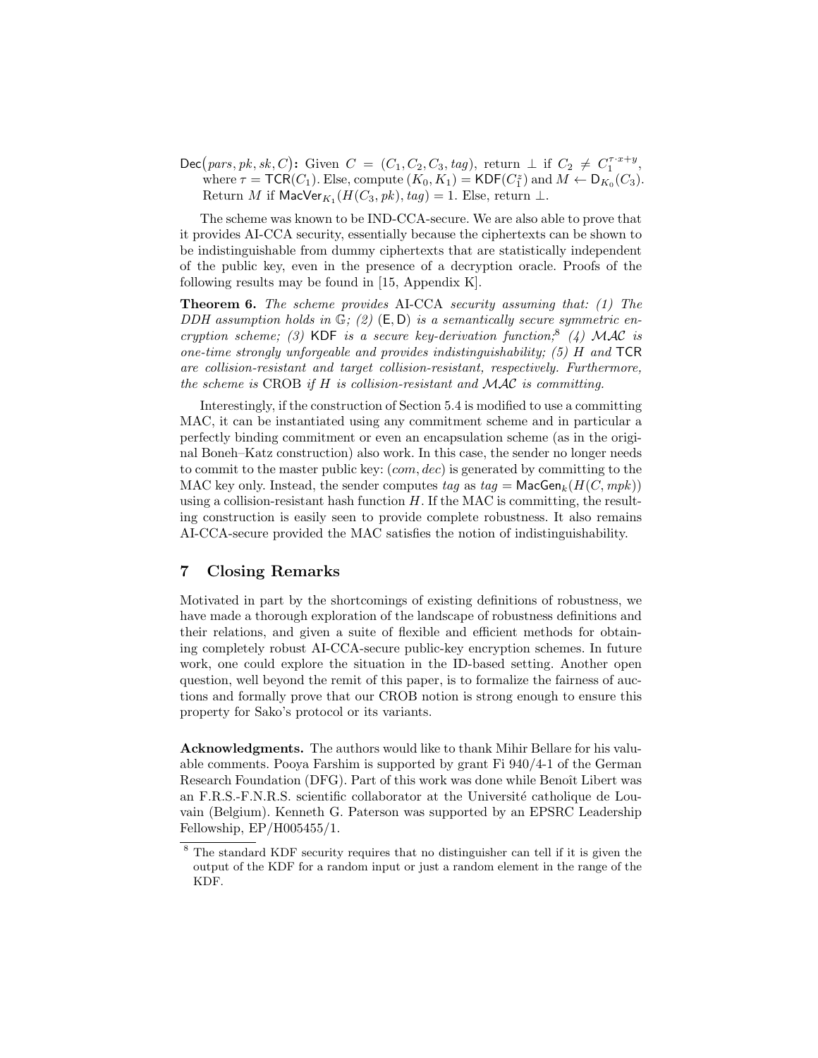$\mathsf{Dec}(pars, pk, sk, C)$**:** Given $C = (C_1, C_2, C_3, tag)$, return $\perp$ if $C_2 \neq C_1^{\tau \cdot x + y}$, where $\tau = \mathsf{TCR}(C_1)$. Else, compute $(K_0, K_1) = \mathsf{KDF}(C_1^z)$ and $M \leftarrow \mathsf{D}_{K_0}(C_3)$. Return $M$ if $\mathsf{MacVer}_{K_1}(H(C_3, pk), tag) = 1$. Else, return $\perp$.

The scheme was known to be IND-CCA-secure. We are also able to prove that it provides AI-CCA security, essentially because the ciphertexts can be shown to be indistinguishable from dummy ciphertexts that are statistically independent of the public key, even in the presence of a decryption oracle. Proofs of the following results may be found in [15, Appendix K].

**Theorem 6.** *The scheme provides* AI-CCA *security assuming that: (1) The DDH assumption holds in* $\mathbb{G}$*; (2)* $(\mathsf{E}, \mathsf{D})$ *is a semantically secure symmetric encryption scheme; (3)* $\mathsf{KDF}$ *is a secure key-derivation function;*[8] *(4)* $\mathcal{MAC}$ *is one-time strongly unforgeable and provides indistinguishability; (5)* $H$ *and* $\mathsf{TCR}$ *are collision-resistant and target collision-resistant, respectively. Furthermore, the scheme is* CROB *if* $H$ *is collision-resistant and* $\mathcal{MAC}$ *is committing.*

Interestingly, if the construction of Section 5.4 is modified to use a committing MAC, it can be instantiated using any commitment scheme and in particular a perfectly binding commitment or even an encapsulation scheme (as in the original Boneh–Katz construction) also work. In this case, the sender no longer needs to commit to the master public key: $(com, dec)$ is generated by committing to the MAC key only. Instead, the sender computes $tag$ as $tag = \mathsf{MacGen}_k(H(C, mpk))$ using a collision-resistant hash function $H$. If the MAC is committing, the resulting construction is easily seen to provide complete robustness. It also remains AI-CCA-secure provided the MAC satisfies the notion of indistinguishability.

## 7 Closing Remarks

Motivated in part by the shortcomings of existing definitions of robustness, we have made a thorough exploration of the landscape of robustness definitions and their relations, and given a suite of flexible and efficient methods for obtaining completely robust AI-CCA-secure public-key encryption schemes. In future work, one could explore the situation in the ID-based setting. Another open question, well beyond the remit of this paper, is to formalize the fairness of auctions and formally prove that our CROB notion is strong enough to ensure this property for Sako's protocol or its variants.

**Acknowledgments.** The authors would like to thank Mihir Bellare for his valuable comments. Pooya Farshim is supported by grant Fi 940/4-1 of the German Research Foundation (DFG). Part of this work was done while Benoît Libert was an F.R.S.-F.N.R.S. scientific collaborator at the Université catholique de Louvain (Belgium). Kenneth G. Paterson was supported by an EPSRC Leadership Fellowship, EP/H005455/1.

[8] The standard KDF security requires that no distinguisher can tell if it is given the output of the KDF for a random input or just a random element in the range of the KDF.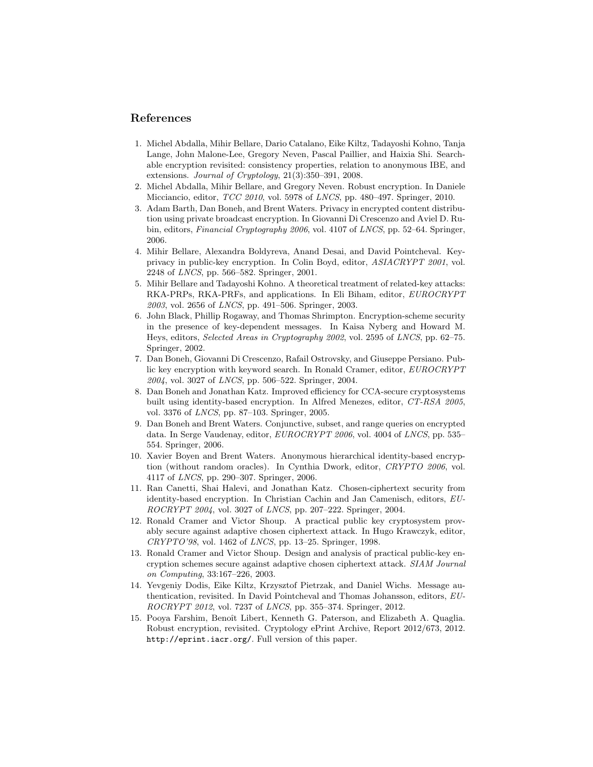## References

1. Michel Abdalla, Mihir Bellare, Dario Catalano, Eike Kiltz, Tadayoshi Kohno, Tanja Lange, John Malone-Lee, Gregory Neven, Pascal Paillier, and Haixia Shi. Searchable encryption revisited: consistency properties, relation to anonymous IBE, and extensions. *Journal of Cryptology*, 21(3):350–391, 2008.
2. Michel Abdalla, Mihir Bellare, and Gregory Neven. Robust encryption. In Daniele Micciancio, editor, *TCC 2010*, vol. 5978 of *LNCS*, pp. 480–497. Springer, 2010.
3. Adam Barth, Dan Boneh, and Brent Waters. Privacy in encrypted content distribution using private broadcast encryption. In Giovanni Di Crescenzo and Aviel D. Rubin, editors, *Financial Cryptography 2006*, vol. 4107 of *LNCS*, pp. 52–64. Springer, 2006.
4. Mihir Bellare, Alexandra Boldyreva, Anand Desai, and David Pointcheval. Key-privacy in public-key encryption. In Colin Boyd, editor, *ASIACRYPT 2001*, vol. 2248 of *LNCS*, pp. 566–582. Springer, 2001.
5. Mihir Bellare and Tadayoshi Kohno. A theoretical treatment of related-key attacks: RKA-PRPs, RKA-PRFs, and applications. In Eli Biham, editor, *EUROCRYPT 2003*, vol. 2656 of *LNCS*, pp. 491–506. Springer, 2003.
6. John Black, Phillip Rogaway, and Thomas Shrimpton. Encryption-scheme security in the presence of key-dependent messages. In Kaisa Nyberg and Howard M. Heys, editors, *Selected Areas in Cryptography 2002*, vol. 2595 of *LNCS*, pp. 62–75. Springer, 2002.
7. Dan Boneh, Giovanni Di Crescenzo, Rafail Ostrovsky, and Giuseppe Persiano. Public key encryption with keyword search. In Ronald Cramer, editor, *EUROCRYPT 2004*, vol. 3027 of *LNCS*, pp. 506–522. Springer, 2004.
8. Dan Boneh and Jonathan Katz. Improved efficiency for CCA-secure cryptosystems built using identity-based encryption. In Alfred Menezes, editor, *CT-RSA 2005*, vol. 3376 of *LNCS*, pp. 87–103. Springer, 2005.
9. Dan Boneh and Brent Waters. Conjunctive, subset, and range queries on encrypted data. In Serge Vaudenay, editor, *EUROCRYPT 2006*, vol. 4004 of *LNCS*, pp. 535–554. Springer, 2006.
10. Xavier Boyen and Brent Waters. Anonymous hierarchical identity-based encryption (without random oracles). In Cynthia Dwork, editor, *CRYPTO 2006*, vol. 4117 of *LNCS*, pp. 290–307. Springer, 2006.
11. Ran Canetti, Shai Halevi, and Jonathan Katz. Chosen-ciphertext security from identity-based encryption. In Christian Cachin and Jan Camenisch, editors, *EUROCRYPT 2004*, vol. 3027 of *LNCS*, pp. 207–222. Springer, 2004.
12. Ronald Cramer and Victor Shoup. A practical public key cryptosystem provably secure against adaptive chosen ciphertext attack. In Hugo Krawczyk, editor, *CRYPTO'98*, vol. 1462 of *LNCS*, pp. 13–25. Springer, 1998.
13. Ronald Cramer and Victor Shoup. Design and analysis of practical public-key encryption schemes secure against adaptive chosen ciphertext attack. *SIAM Journal on Computing*, 33:167–226, 2003.
14. Yevgeniy Dodis, Eike Kiltz, Krzysztof Pietrzak, and Daniel Wichs. Message authentication, revisited. In David Pointcheval and Thomas Johansson, editors, *EUROCRYPT 2012*, vol. 7237 of *LNCS*, pp. 355–374. Springer, 2012.
15. Pooya Farshim, Benoît Libert, Kenneth G. Paterson, and Elizabeth A. Quaglia. Robust encryption, revisited. Cryptology ePrint Archive, Report 2012/673, 2012. `http://eprint.iacr.org/`. Full version of this paper.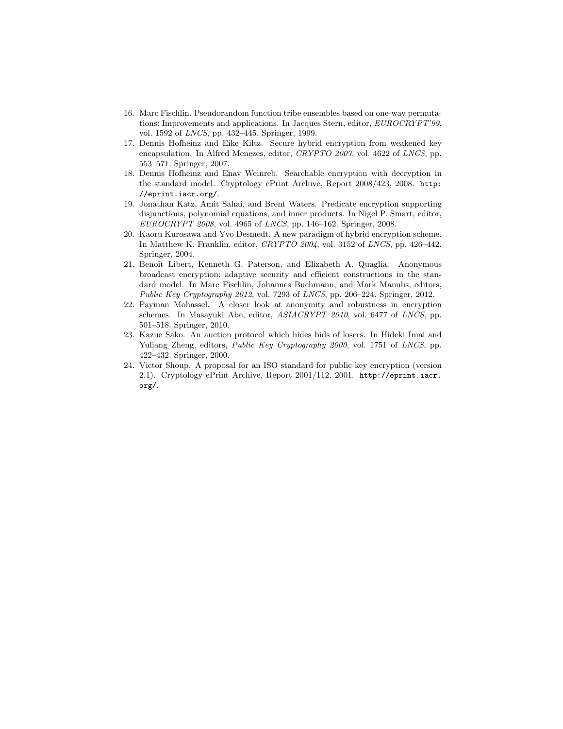16. Marc Fischlin. Pseudorandom function tribe ensembles based on one-way permutations: Improvements and applications. In Jacques Stern, editor, *EUROCRYPT'99*, vol. 1592 of *LNCS*, pp. 432–445. Springer, 1999.
17. Dennis Hofheinz and Eike Kiltz. Secure hybrid encryption from weakened key encapsulation. In Alfred Menezes, editor, *CRYPTO 2007*, vol. 4622 of *LNCS*, pp. 553–571. Springer, 2007.
18. Dennis Hofheinz and Enav Weinreb. Searchable encryption with decryption in the standard model. Cryptology ePrint Archive, Report 2008/423, 2008. `http://eprint.iacr.org/`.
19. Jonathan Katz, Amit Sahai, and Brent Waters. Predicate encryption supporting disjunctions, polynomial equations, and inner products. In Nigel P. Smart, editor, *EUROCRYPT 2008*, vol. 4965 of *LNCS*, pp. 146–162. Springer, 2008.
20. Kaoru Kurosawa and Yvo Desmedt. A new paradigm of hybrid encryption scheme. In Matthew K. Franklin, editor, *CRYPTO 2004*, vol. 3152 of *LNCS*, pp. 426–442. Springer, 2004.
21. Benoît Libert, Kenneth G. Paterson, and Elizabeth A. Quaglia. Anonymous broadcast encryption: adaptive security and efficient constructions in the standard model. In Marc Fischlin, Johannes Buchmann, and Mark Manulis, editors, *Public Key Cryptography 2012*, vol. 7293 of *LNCS*, pp. 206–224. Springer, 2012.
22. Payman Mohassel. A closer look at anonymity and robustness in encryption schemes. In Masayuki Abe, editor, *ASIACRYPT 2010*, vol. 6477 of *LNCS*, pp. 501–518. Springer, 2010.
23. Kazue Sako. An auction protocol which hides bids of losers. In Hideki Imai and Yuliang Zheng, editors, *Public Key Cryptography 2000*, vol. 1751 of *LNCS*, pp. 422–432. Springer, 2000.
24. Victor Shoup. A proposal for an ISO standard for public key encryption (version 2.1). Cryptology ePrint Archive, Report 2001/112, 2001. `http://eprint.iacr.org/`.